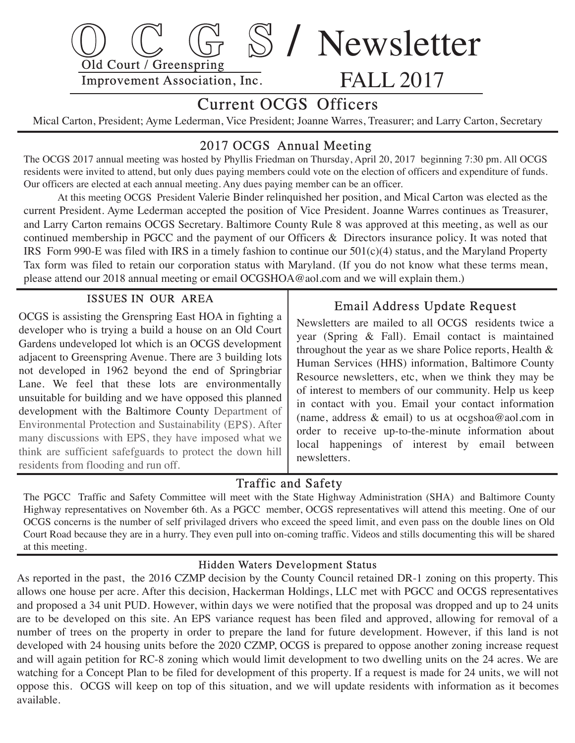# OCGS / Newsletter

Old Court / Greenspring Improvement Association, Inc.

FALL 2017

## Current OCGS Officers

Mical Carton, President; Ayme Lederman, Vice President; Joanne Warres, Treasurer; and Larry Carton, Secretary

## 2017 OCGS Annual Meeting

The OCGS 2017 annual meeting was hosted by Phyllis Friedman on Thursday, April 20, 2017 beginning 7:30 pm. All OCGS residents were invited to attend, but only dues paying members could vote on the election of officers and expenditure of funds. Our officers are elected at each annual meeting. Any dues paying member can be an officer.

At this meeting OCGS President Valerie Binder relinquished her position, and Mical Carton was elected as the current President. Ayme Lederman accepted the position of Vice President. Joanne Warres continues as Treasurer, and Larry Carton remains OCGS Secretary. Baltimore County Rule 8 was approved at this meeting, as well as our continued membership in PGCC and the payment of our Officers & Directors insurance policy. It was noted that IRS Form 990-E was filed with IRS in a timely fashion to continue our 501(c)(4) status, and the Maryland Property Tax form was filed to retain our corporation status with Maryland. (If you do not know what these terms mean, please attend our 2018 annual meeting or email OCGSHOA@aol.com and we will explain them.)

## ISSUES IN OUR AREA

OCGS is assisting the Grenspring East HOA in fighting a developer who is trying a build a house on an Old Court Gardens undeveloped lot which is an OCGS development adjacent to Greenspring Avenue. There are 3 building lots not developed in 1962 beyond the end of Springbriar Lane. We feel that these lots are environmentally unsuitable for building and we have opposed this planned development with the Baltimore County Department of Environmental Protection and Sustainability (EPS). After many discussions with EPS, they have imposed what we think are sufficient safefguards to protect the down hill residents from flooding and run off.

## Email Address Update Request

Newsletters are mailed to all OCGS residents twice a year (Spring & Fall). Email contact is maintained throughout the year as we share Police reports, Health & Human Services (HHS) information, Baltimore County Resource newsletters, etc, when we think they may be of interest to members of our community. Help us keep in contact with you. Email your contact information (name, address & email) to us at ocgshoa@aol.com in order to receive up-to-the-minute information about local happenings of interest by email between newsletters.

## Traffic and Safety

The PGCC Traffic and Safety Committee will meet with the State Highway Administration (SHA) and Baltimore County Highway representatives on November 6th. As a PGCC member, OCGS representatives will attend this meeting. One of our OCGS concerns is the number of self privilaged drivers who exceed the speed limit, and even pass on the double lines on Old Court Road because they are in a hurry. They even pull into on-coming traffic. Videos and stills documenting this will be shared at this meeting.

## Hidden Waters Development Status

As reported in the past, the 2016 CZMP decision by the County Council retained DR-1 zoning on this property. This allows one house per acre. After this decision, Hackerman Holdings, LLC met with PGCC and OCGS representatives and proposed a 34 unit PUD. However, within days we were notified that the proposal was dropped and up to 24 units are to be developed on this site. An EPS variance request has been filed and approved, allowing for removal of a number of trees on the property in order to prepare the land for future development. However, if this land is not developed with 24 housing units before the 2020 CZMP, OCGS is prepared to oppose another zoning increase request and will again petition for RC-8 zoning which would limit development to two dwelling units on the 24 acres. We are watching for a Concept Plan to be filed for development of this property. If a request is made for 24 units, we will not oppose this. OCGS will keep on top of this situation, and we will update residents with information as it becomes available.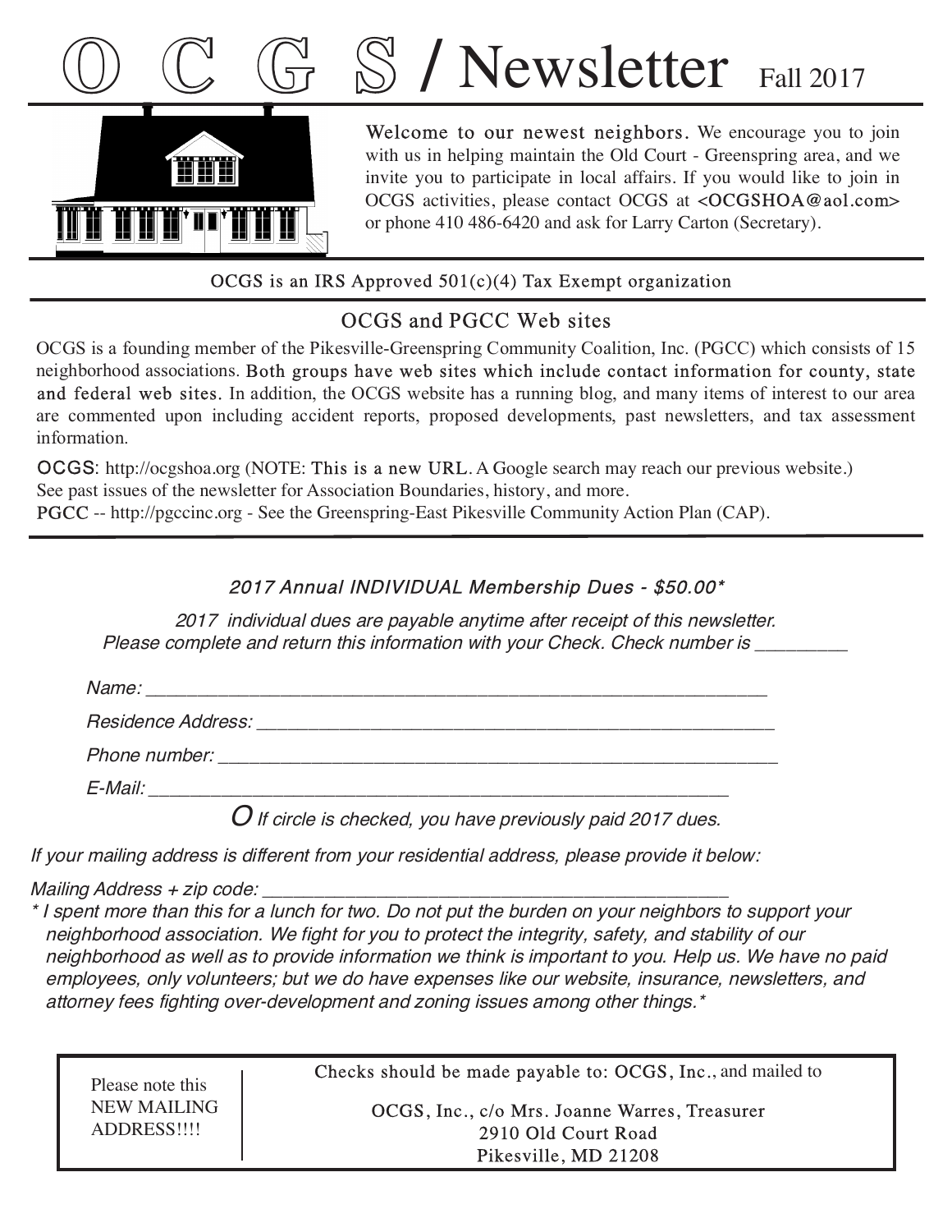# O C G S / Newsletter Fall 2017

**Welcome to our newest neighbors.** We encourage you to join with us in helping maintain the Old Court - Greenspring area, and we invite you to participate in local affairs. If you would like to join in OCGS activities, please contact OCGS at <OCGSHOA@aol.com> or phone 410 486-6420 and ask for Larry Carton (Secretary).

OCGS is an IRS Approved 501(c)(4) Tax Exempt organization

## OCGS and PGCC Web sites

OCGS is a founding member of the Pikesville-Greenspring Community Coalition, Inc. (PGCC) which consists of 15 neighborhood associations. Both groups have web sites which include contact information for county, state and federal web sites. In addition, the OCGS website has a running blog, and many items of interest to our area are commented upon including accident reports, proposed developments, past newsletters, and tax assessment information.

**OCGS**: http://ocgshoa.org (NOTE: This is a new URL. A Google search may reach our previous website.)
See past issues of the newsletter for Association Boundaries, history, and more.
**PGCC** -- http://pgccinc.org - See the Greenspring-East Pikesville Community Action Plan (CAP).

*2017 Annual INDIVIDUAL Membership Dues - $50.00**

*2017 individual dues are payable anytime after receipt of this newsletter.*
*Please complete and return this information with your Check. Check number is _________*

*Name: ____________________________________________________________*

*Residence Address: ________________________________________________*

*Phone number: ____________________________________________________*

*E-Mail: __________________________________________________________*

*O If circle is checked, you have previously paid 2017 dues.*

*If your mailing address is different from your residential address, please provide it below:*

*Mailing Address + zip code: ____________________________________________*

*\* I spent more than this for a lunch for two. Do not put the burden on your neighbors to support your neighborhood association. We fight for you to protect the integrity, safety, and stability of our neighborhood as well as to provide information we think is important to you. Help us. We have no paid employees, only volunteers; but we do have expenses like our website, insurance, newsletters, and attorney fees fighting over-development and zoning issues among other things.**

Please note this NEW MAILING ADDRESS!!!!

Checks should be made payable to: OCGS, Inc., and mailed to

OCGS, Inc., c/o Mrs. Joanne Warres, Treasurer
2910 Old Court Road
Pikesville, MD 21208